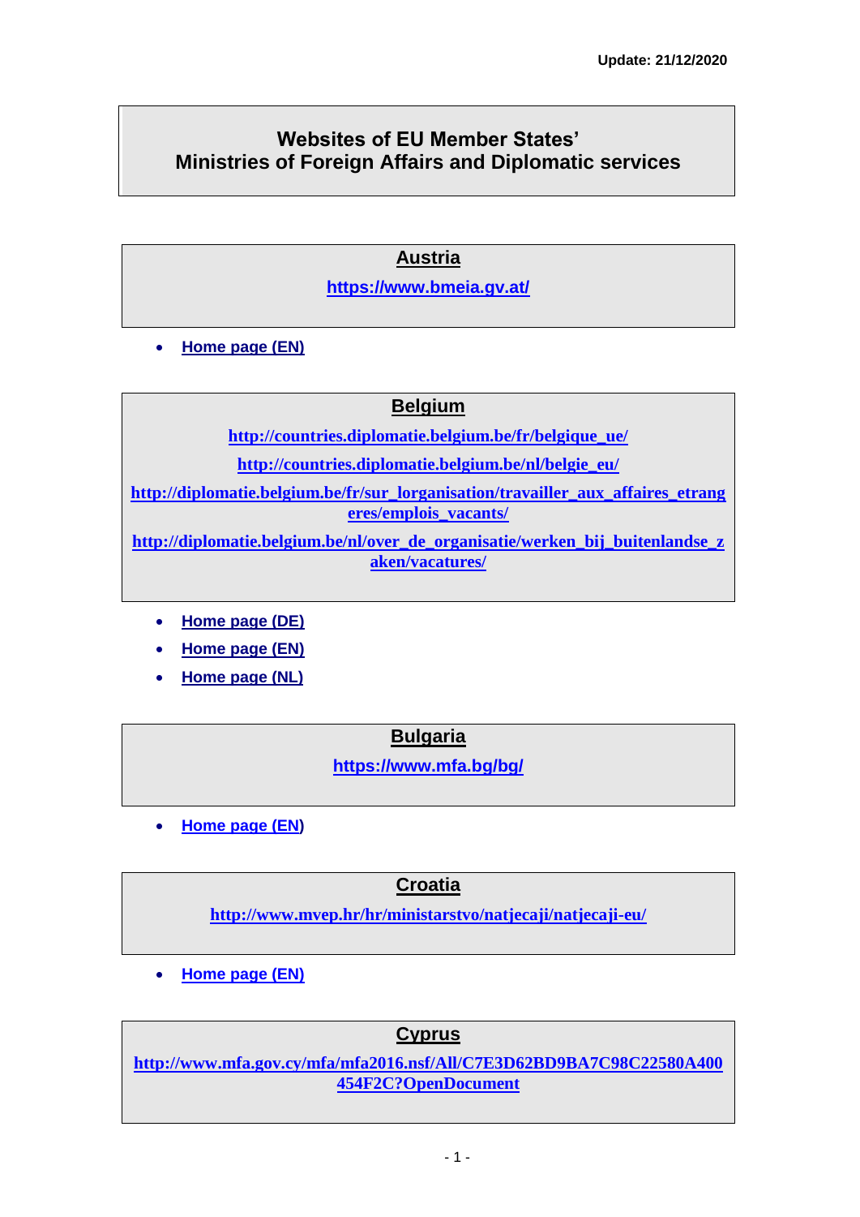Update: 21/12/2020

# Websites of EU Member States' Ministries of Foreign Affairs and Diplomatic services

## Austria

https://www.bmeia.gv.at/

- Home page (EN)

## Belgium

http://countries.diplomatie.belgium.be/fr/belgique_ue/

http://countries.diplomatie.belgium.be/nl/belgie_eu/

http://diplomatie.belgium.be/fr/sur_lorganisation/travailler_aux_affaires_etrangeres/emplois_vacants/

http://diplomatie.belgium.be/nl/over_de_organisatie/werken_bij_buitenlandse_zaken/vacatures/

- Home page (DE)
- Home page (EN)
- Home page (NL)

## Bulgaria

https://www.mfa.bg/bg/

- Home page (EN)

## Croatia

http://www.mvep.hr/hr/ministarstvo/natjecaji/natjecaji-eu/

- Home page (EN)

## Cyprus

http://www.mfa.gov.cy/mfa/mfa2016.nsf/All/C7E3D62BD9BA7C98C22580A400454F2C?OpenDocument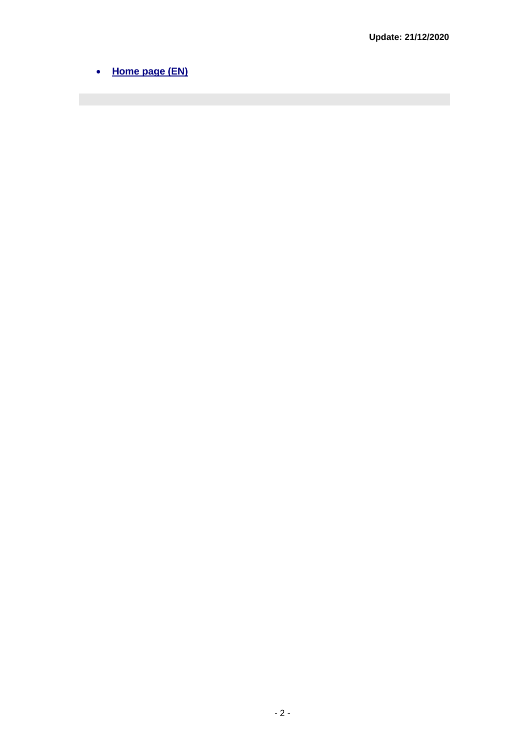**Update: 21/12/2020**

- **Home page (EN)**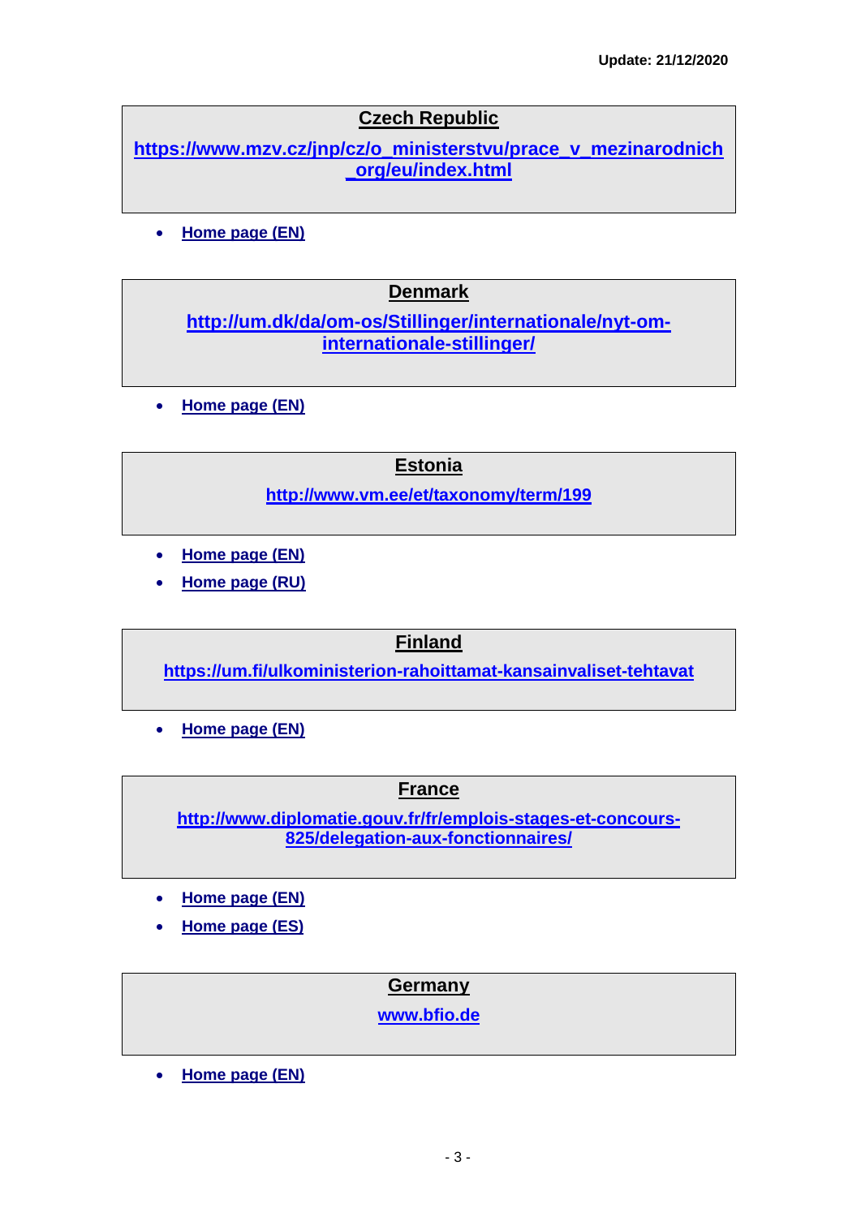Update: 21/12/2020

## Czech Republic

https://www.mzv.cz/jnp/cz/o_ministerstvu/prace_v_mezinarodnich_org/eu/index.html

- Home page (EN)

## Denmark

http://um.dk/da/om-os/Stillinger/internationale/nyt-om-internationale-stillinger/

- Home page (EN)

## Estonia

http://www.vm.ee/et/taxonomy/term/199

- Home page (EN)
- Home page (RU)

## Finland

https://um.fi/ulkoministerion-rahoittamat-kansainvaliset-tehtavat

- Home page (EN)

## France

http://www.diplomatie.gouv.fr/fr/emplois-stages-et-concours-825/delegation-aux-fonctionnaires/

- Home page (EN)
- Home page (ES)

## Germany

www.bfio.de

- Home page (EN)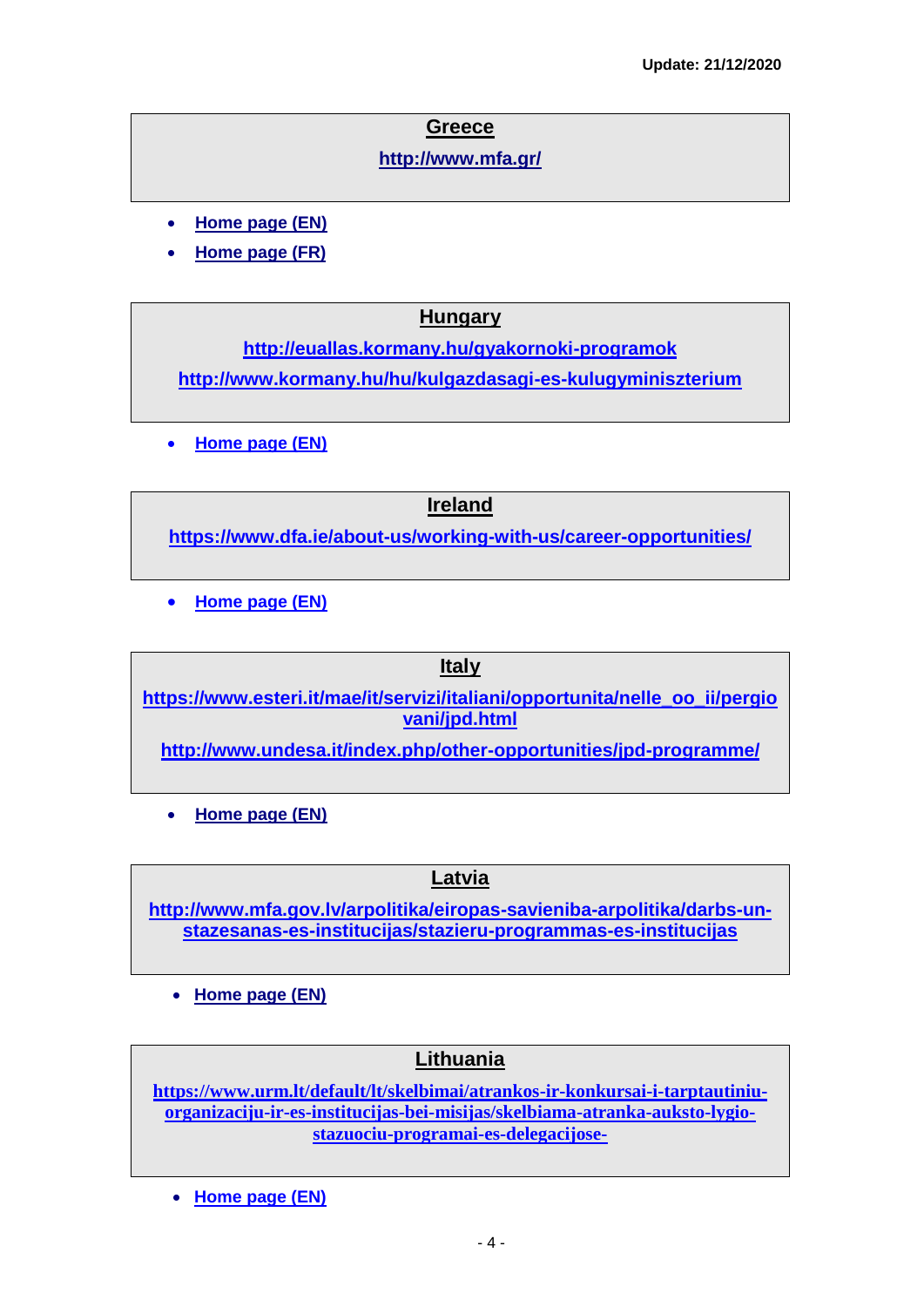Update: 21/12/2020

## Greece

http://www.mfa.gr/

- Home page (EN)
- Home page (FR)

## Hungary

http://euallas.kormany.hu/gyakornoki-programok

http://www.kormany.hu/hu/kulgazdasagi-es-kulugyminiszterium

- Home page (EN)

## Ireland

https://www.dfa.ie/about-us/working-with-us/career-opportunities/

- Home page (EN)

## Italy

https://www.esteri.it/mae/it/servizi/italiani/opportunita/nelle_oo_ii/pergiovani/jpd.html

http://www.undesa.it/index.php/other-opportunities/jpd-programme/

- Home page (EN)

## Latvia

http://www.mfa.gov.lv/arpolitika/eiropas-savieniba-arpolitika/darbs-un-stazesanas-es-institucijas/stazieru-programmas-es-institucijas

- Home page (EN)

## Lithuania

https://www.urm.lt/default/lt/skelbimai/atrankos-ir-konkursai-i-tarptautiniu-organizaciju-ir-es-institucijas-bei-misijas/skelbiama-atranka-aukstolygio-stazuociu-programai-es-delegacijose-

- Home page (EN)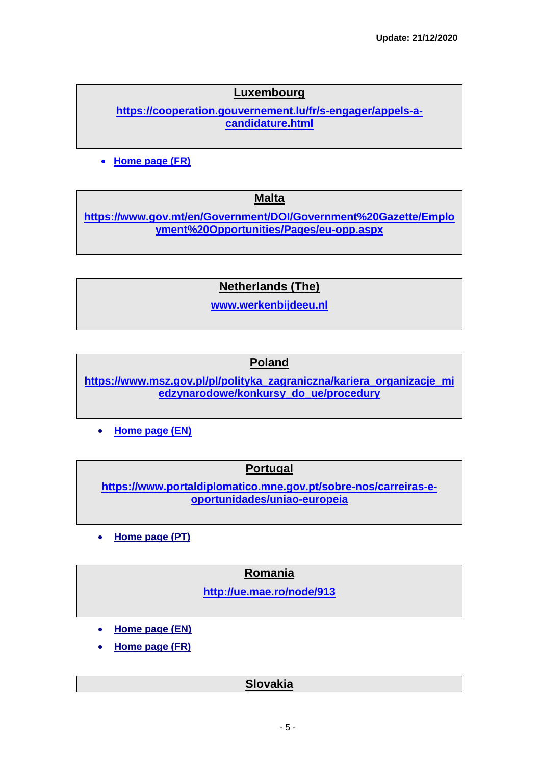Update: 21/12/2020

**Luxembourg**

https://cooperation.gouvernement.lu/fr/s-engager/appels-a-candidature.html

- Home page (FR)

**Malta**

https://www.gov.mt/en/Government/DOI/Government%20Gazette/Employment%20Opportunities/Pages/eu-opp.aspx

**Netherlands (The)**

www.werkenbijdeeu.nl

**Poland**

https://www.msz.gov.pl/pl/polityka_zagraniczna/kariera_organizacje_miedzynarodowe/konkursy_do_ue/procedury

- Home page (EN)

**Portugal**

https://www.portaldiplomatico.mne.gov.pt/sobre-nos/carreiras-e-oportunidades/uniao-europeia

- Home page (PT)

**Romania**

http://ue.mae.ro/node/913

- Home page (EN)
- Home page (FR)

**Slovakia**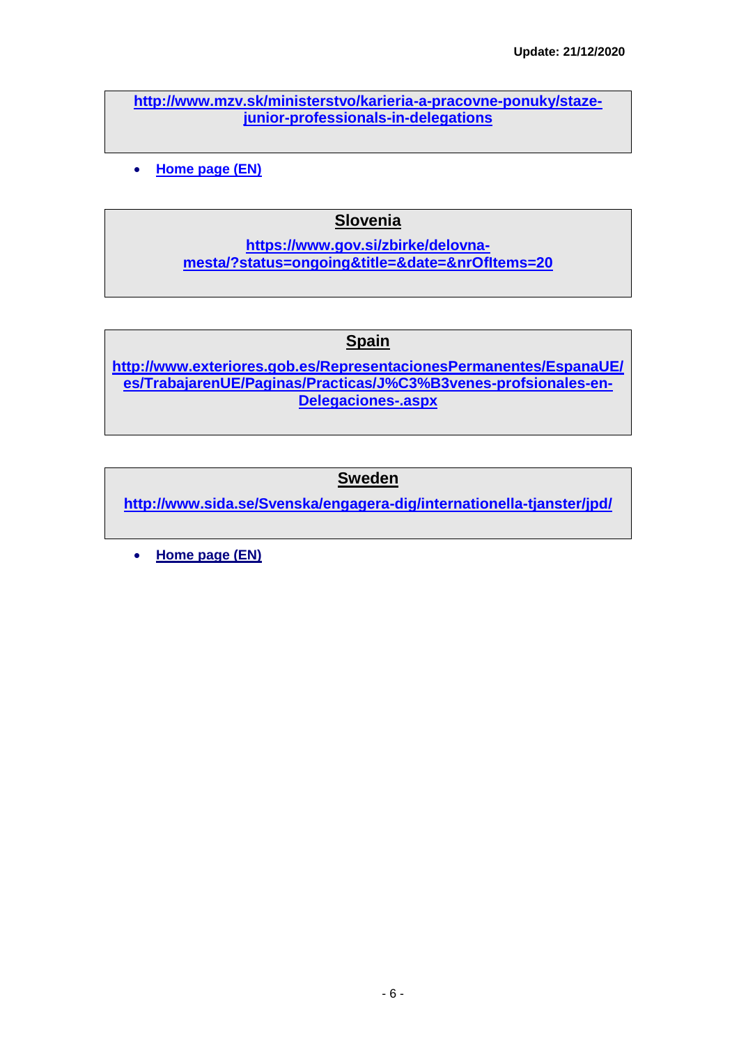Update: 21/12/2020

http://www.mzv.sk/ministerstvo/karieria-a-pracovne-ponuky/staze-junior-professionals-in-delegations

- Home page (EN)

## Slovenia

https://www.gov.si/zbirke/delovna-mesta/?status=ongoing&title=&date=&nrOfItems=20

## Spain

http://www.exteriores.gob.es/RepresentacionesPermanentes/EspanaUE/es/TrabajarenUE/Paginas/Practicas/J%C3%B3venes-profsionales-en-Delegaciones-.aspx

## Sweden

http://www.sida.se/Svenska/engagera-dig/internationella-tjanster/jpd/

- Home page (EN)